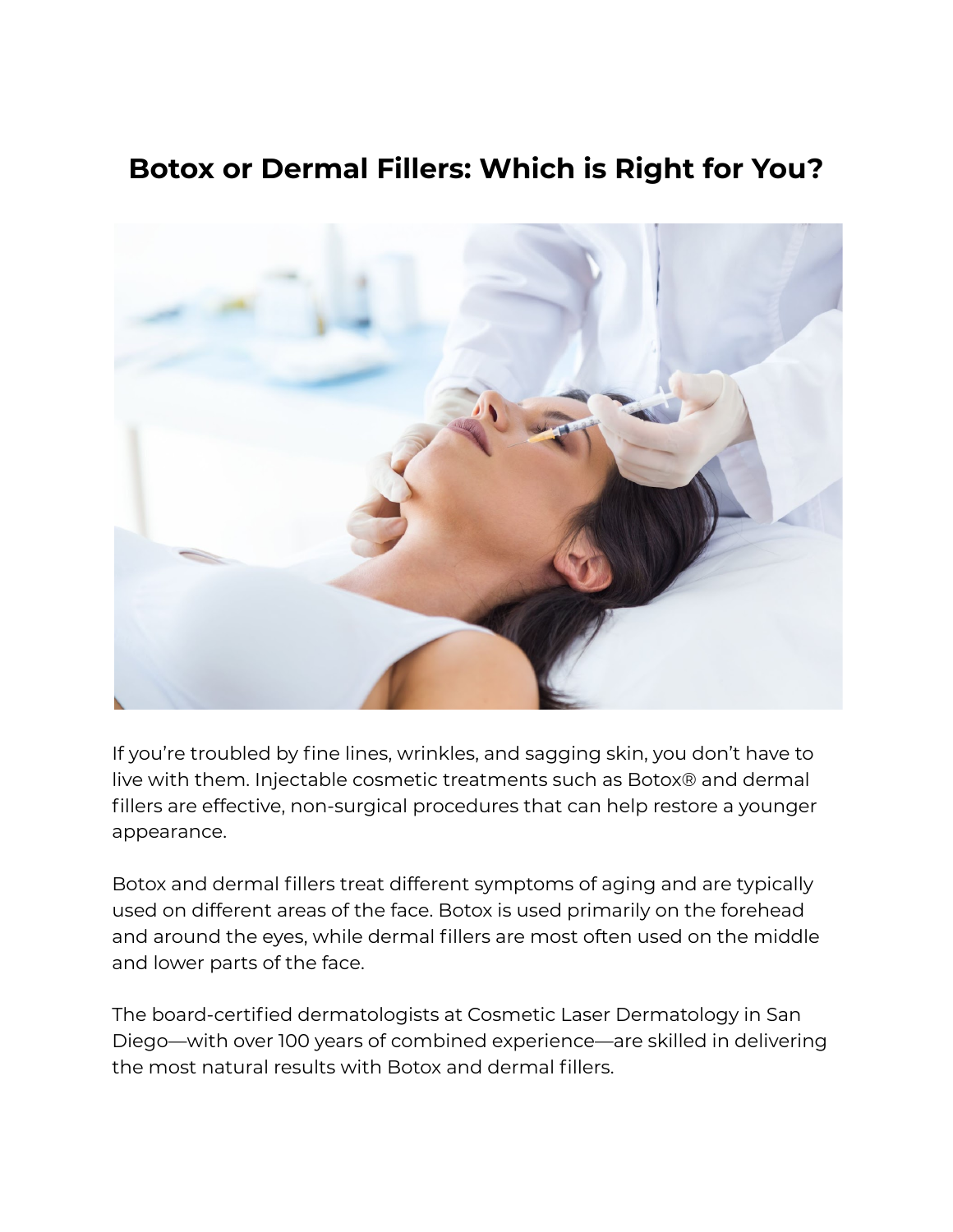# Botox or Dermal Fillers: Which is Right for You?

If you're troubled by fine lines, wrinkles, and sagging skin, you don't have to live with them. Injectable cosmetic treatments such as Botox® and dermal fillers are effective, non-surgical procedures that can help restore a younger appearance.

Botox and dermal fillers treat different symptoms of aging and are typically used on different areas of the face. Botox is used primarily on the forehead and around the eyes, while dermal fillers are most often used on the middle and lower parts of the face.

The board-certified dermatologists at Cosmetic Laser Dermatology in San Diego—with over 100 years of combined experience—are skilled in delivering the most natural results with Botox and dermal fillers.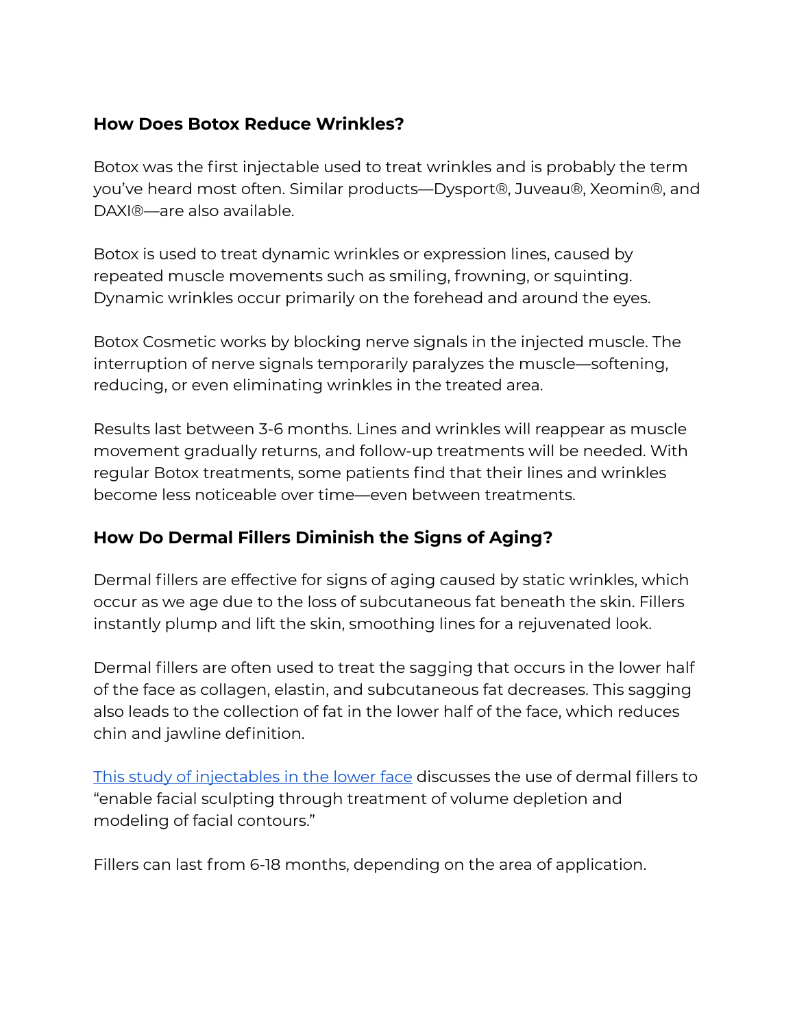### How Does Botox Reduce Wrinkles?

Botox was the first injectable used to treat wrinkles and is probably the term you've heard most often. Similar products—Dysport®, Juveau®, Xeomin®, and DAXI®—are also available.

Botox is used to treat dynamic wrinkles or expression lines, caused by repeated muscle movements such as smiling, frowning, or squinting. Dynamic wrinkles occur primarily on the forehead and around the eyes.

Botox Cosmetic works by blocking nerve signals in the injected muscle. The interruption of nerve signals temporarily paralyzes the muscle—softening, reducing, or even eliminating wrinkles in the treated area.

Results last between 3-6 months. Lines and wrinkles will reappear as muscle movement gradually returns, and follow-up treatments will be needed. With regular Botox treatments, some patients find that their lines and wrinkles become less noticeable over time—even between treatments.

### How Do Dermal Fillers Diminish the Signs of Aging?

Dermal fillers are effective for signs of aging caused by static wrinkles, which occur as we age due to the loss of subcutaneous fat beneath the skin. Fillers instantly plump and lift the skin, smoothing lines for a rejuvenated look.

Dermal fillers are often used to treat the sagging that occurs in the lower half of the face as collagen, elastin, and subcutaneous fat decreases. This sagging also leads to the collection of fat in the lower half of the face, which reduces chin and jawline definition.

This study of injectables in the lower face discusses the use of dermal fillers to "enable facial sculpting through treatment of volume depletion and modeling of facial contours."

Fillers can last from 6-18 months, depending on the area of application.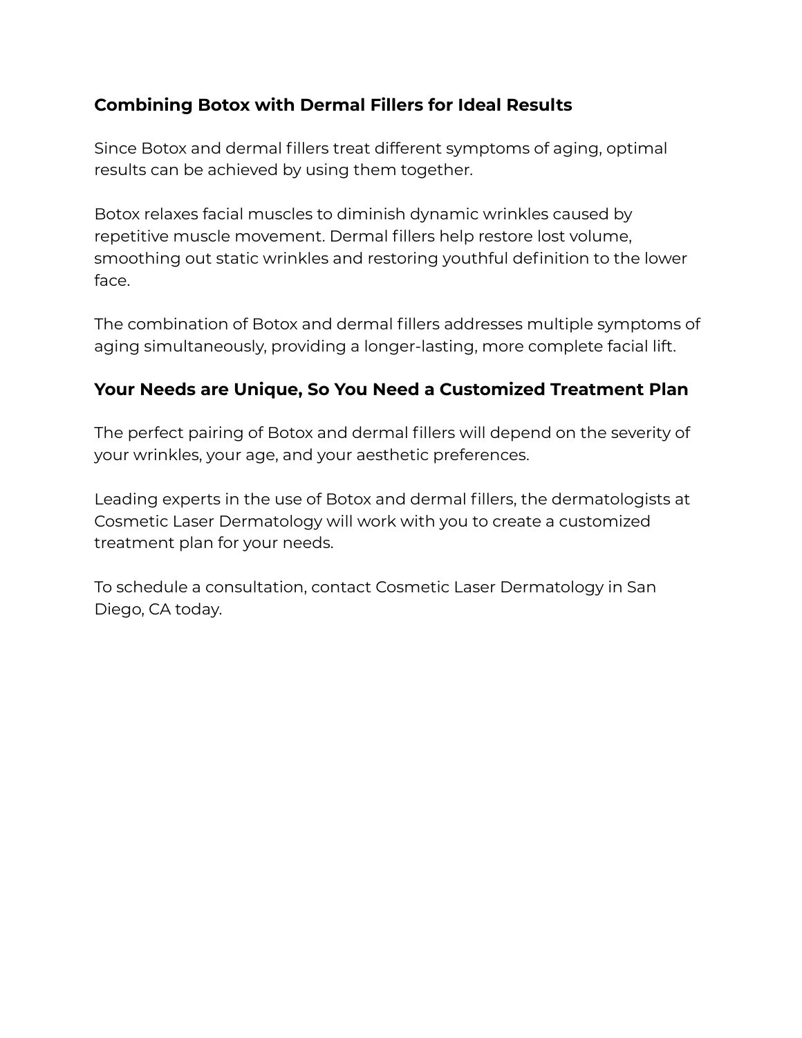## Combining Botox with Dermal Fillers for Ideal Results

Since Botox and dermal fillers treat different symptoms of aging, optimal results can be achieved by using them together.

Botox relaxes facial muscles to diminish dynamic wrinkles caused by repetitive muscle movement. Dermal fillers help restore lost volume, smoothing out static wrinkles and restoring youthful definition to the lower face.

The combination of Botox and dermal fillers addresses multiple symptoms of aging simultaneously, providing a longer-lasting, more complete facial lift.

## Your Needs are Unique, So You Need a Customized Treatment Plan

The perfect pairing of Botox and dermal fillers will depend on the severity of your wrinkles, your age, and your aesthetic preferences.

Leading experts in the use of Botox and dermal fillers, the dermatologists at Cosmetic Laser Dermatology will work with you to create a customized treatment plan for your needs.

To schedule a consultation, contact Cosmetic Laser Dermatology in San Diego, CA today.